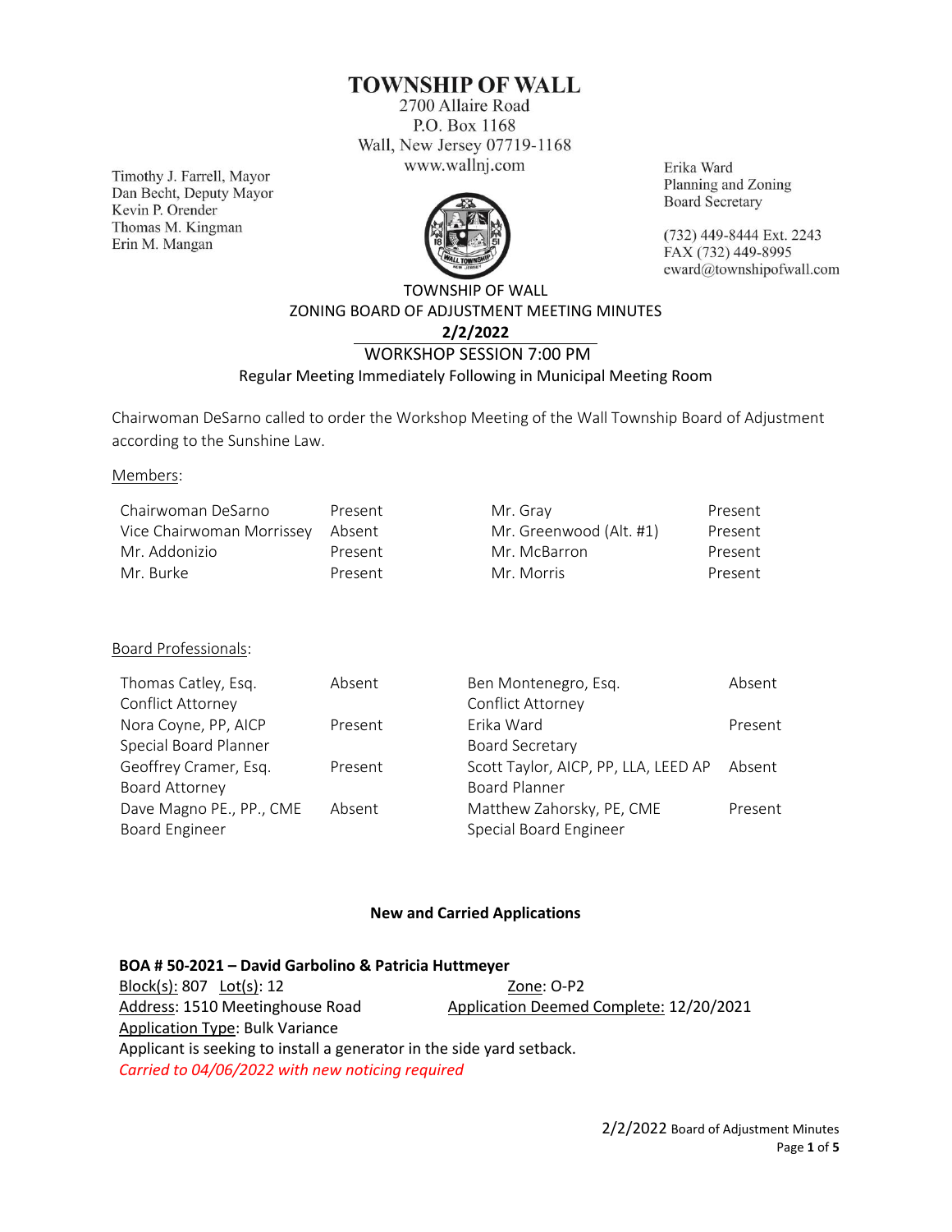# TOWNSHIP OF WALL

2700 Allaire Road
P.O. Box 1168
Wall, New Jersey 07719-1168
www.wallnj.com

Timothy J. Farrell, Mayor
Dan Becht, Deputy Mayor
Kevin P. Orender
Thomas M. Kingman
Erin M. Mangan

Erika Ward
Planning and Zoning
Board Secretary

(732) 449-8444 Ext. 2243
FAX (732) 449-8995
eward@townshipofwall.com

## TOWNSHIP OF WALL
## ZONING BOARD OF ADJUSTMENT MEETING MINUTES
## 2/2/2022
### WORKSHOP SESSION 7:00 PM
Regular Meeting Immediately Following in Municipal Meeting Room

Chairwoman DeSarno called to order the Workshop Meeting of the Wall Township Board of Adjustment according to the Sunshine Law.

Members:

| | | | |
|---|---|---|---|
| Chairwoman DeSarno | Present | Mr. Gray | Present |
| Vice Chairwoman Morrissey | Absent | Mr. Greenwood (Alt. #1) | Present |
| Mr. Addonizio | Present | Mr. McBarron | Present |
| Mr. Burke | Present | Mr. Morris | Present |

Board Professionals:

| | | | |
|---|---|---|---|
| Thomas Catley, Esq. Conflict Attorney | Absent | Ben Montenegro, Esq. Conflict Attorney | Absent |
| Nora Coyne, PP, AICP Special Board Planner | Present | Erika Ward Board Secretary | Present |
| Geoffrey Cramer, Esq. Board Attorney | Present | Scott Taylor, AICP, PP, LLA, LEED AP Board Planner | Absent |
| Dave Magno PE., PP., CME Board Engineer | Absent | Matthew Zahorsky, PE, CME Special Board Engineer | Present |

**New and Carried Applications**

**BOA # 50-2021 – David Garbolino & Patricia Huttmeyer**
Block(s): 807 Lot(s): 12 Zone: O-P2
Address: 1510 Meetinghouse Road Application Deemed Complete: 12/20/2021
Application Type: Bulk Variance
Applicant is seeking to install a generator in the side yard setback.
*Carried to 04/06/2022 with new noticing required*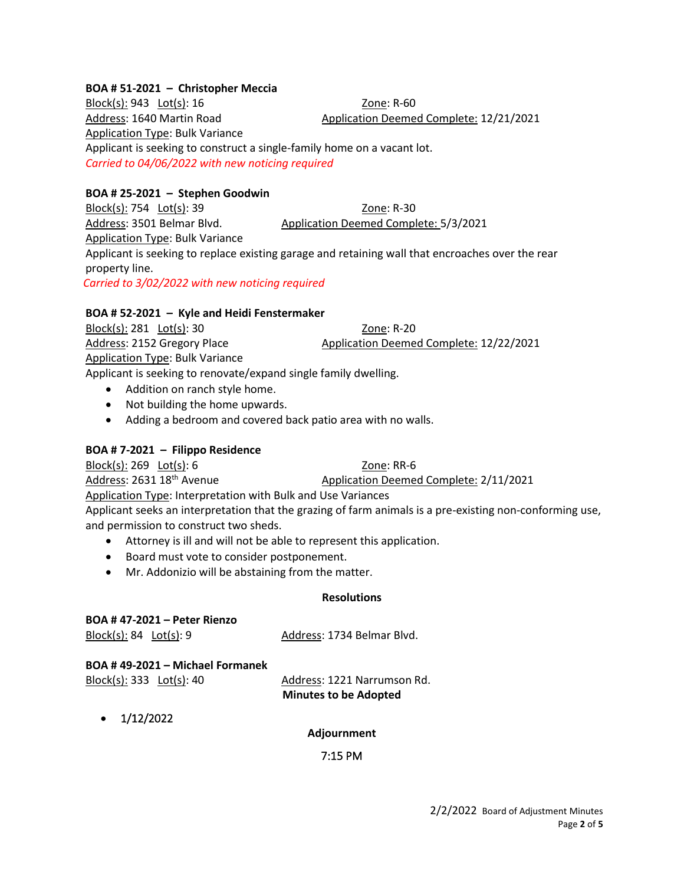**BOA # 51-2021 – Christopher Meccia**

Block(s): 943 Lot(s): 16 Zone: R-60

Address: 1640 Martin Road Application Deemed Complete: 12/21/2021

Application Type: Bulk Variance

Applicant is seeking to construct a single-family home on a vacant lot.

*Carried to 04/06/2022 with new noticing required*

**BOA # 25-2021 – Stephen Goodwin**

Block(s): 754 Lot(s): 39 Zone: R-30

Address: 3501 Belmar Blvd. Application Deemed Complete: 5/3/2021

Application Type: Bulk Variance

Applicant is seeking to replace existing garage and retaining wall that encroaches over the rear property line.

*Carried to 3/02/2022 with new noticing required*

**BOA # 52-2021 – Kyle and Heidi Fenstermaker**

Block(s): 281 Lot(s): 30 Zone: R-20

Address: 2152 Gregory Place Application Deemed Complete: 12/22/2021

Application Type: Bulk Variance

Applicant is seeking to renovate/expand single family dwelling.

- Addition on ranch style home.
- Not building the home upwards.
- Adding a bedroom and covered back patio area with no walls.

**BOA # 7-2021 – Filippo Residence**

Block(s): 269 Lot(s): 6 Zone: RR-6

Address: 2631 18th Avenue Application Deemed Complete: 2/11/2021

Application Type: Interpretation with Bulk and Use Variances

Applicant seeks an interpretation that the grazing of farm animals is a pre-existing non-conforming use, and permission to construct two sheds.

- Attorney is ill and will not be able to represent this application.
- Board must vote to consider postponement.
- Mr. Addonizio will be abstaining from the matter.

**Resolutions**

**BOA # 47-2021 – Peter Rienzo**

Block(s): 84 Lot(s): 9 Address: 1734 Belmar Blvd.

**BOA # 49-2021 – Michael Formanek**

Block(s): 333 Lot(s): 40 Address: 1221 Narrumson Rd.

**Minutes to be Adopted**

- 1/12/2022

**Adjournment**

7:15 PM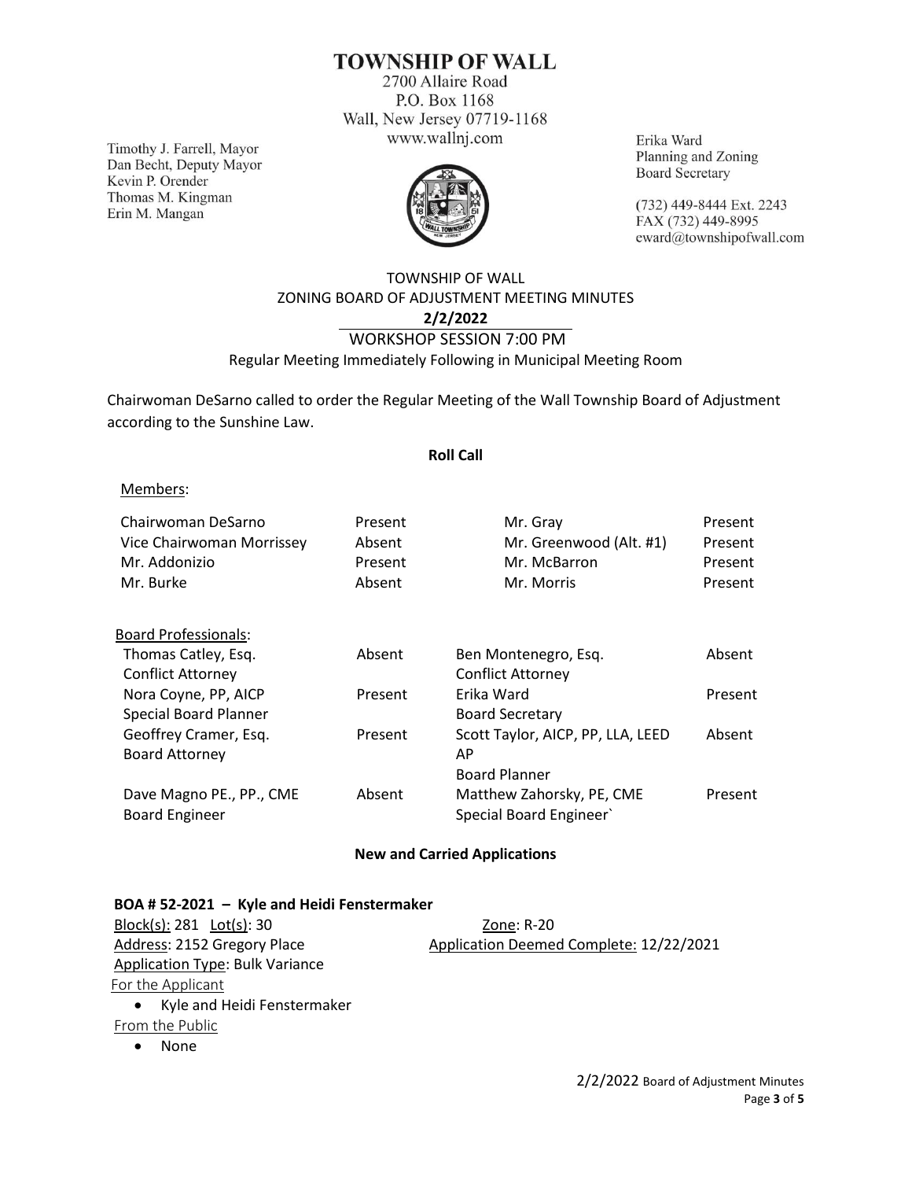# TOWNSHIP OF WALL

2700 Allaire Road
P.O. Box 1168
Wall, New Jersey 07719-1168
www.wallnj.com

Timothy J. Farrell, Mayor
Dan Becht, Deputy Mayor
Kevin P. Orender
Thomas M. Kingman
Erin M. Mangan

Erika Ward
Planning and Zoning
Board Secretary

(732) 449-8444 Ext. 2243
FAX (732) 449-8995
eward@townshipofwall.com

TOWNSHIP OF WALL
ZONING BOARD OF ADJUSTMENT MEETING MINUTES
**2/2/2022**
WORKSHOP SESSION 7:00 PM
Regular Meeting Immediately Following in Municipal Meeting Room

Chairwoman DeSarno called to order the Regular Meeting of the Wall Township Board of Adjustment according to the Sunshine Law.

**Roll Call**

Members:

| | | | |
|---|---|---|---|
| Chairwoman DeSarno | Present | Mr. Gray | Present |
| Vice Chairwoman Morrissey | Absent | Mr. Greenwood (Alt. #1) | Present |
| Mr. Addonizio | Present | Mr. McBarron | Present |
| Mr. Burke | Absent | Mr. Morris | Present |

Board Professionals:

| | | | |
|---|---|---|---|
| Thomas Catley, Esq. Conflict Attorney | Absent | Ben Montenegro, Esq. Conflict Attorney | Absent |
| Nora Coyne, PP, AICP Special Board Planner | Present | Erika Ward Board Secretary | Present |
| Geoffrey Cramer, Esq. Board Attorney | Present | Scott Taylor, AICP, PP, LLA, LEED AP Board Planner | Absent |
| Dave Magno PE., PP., CME Board Engineer | Absent | Matthew Zahorsky, PE, CME Special Board Engineer` | Present |

**New and Carried Applications**

**BOA # 52-2021 – Kyle and Heidi Fenstermaker**

Block(s): 281 Lot(s): 30
Zone: R-20
Address: 2152 Gregory Place
Application Deemed Complete: 12/22/2021
Application Type: Bulk Variance

For the Applicant

- Kyle and Heidi Fenstermaker

From the Public

- None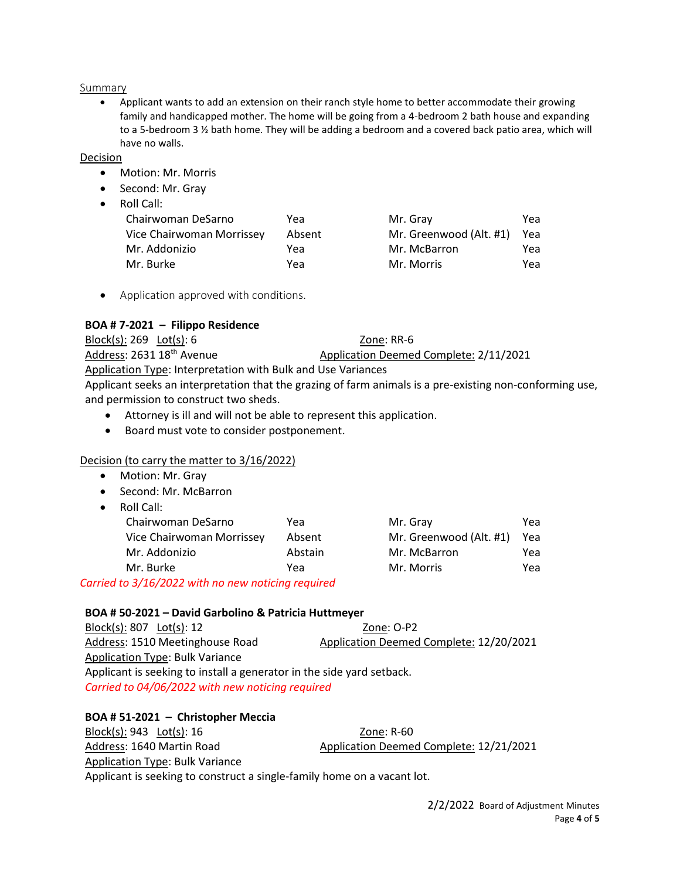Summary

- Applicant wants to add an extension on their ranch style home to better accommodate their growing family and handicapped mother. The home will be going from a 4-bedroom 2 bath house and expanding to a 5-bedroom 3 ½ bath home. They will be adding a bedroom and a covered back patio area, which will have no walls.

Decision

- Motion: Mr. Morris
- Second: Mr. Gray
- Roll Call:

| | | | |
|---|---|---|---|
| Chairwoman DeSarno | Yea | Mr. Gray | Yea |
| Vice Chairwoman Morrissey | Absent | Mr. Greenwood (Alt. #1) | Yea |
| Mr. Addonizio | Yea | Mr. McBarron | Yea |
| Mr. Burke | Yea | Mr. Morris | Yea |

- Application approved with conditions.

**BOA # 7-2021 – Filippo Residence**

Block(s): 269 Lot(s): 6 Zone: RR-6
Address: 2631 18th Avenue Application Deemed Complete: 2/11/2021
Application Type: Interpretation with Bulk and Use Variances
Applicant seeks an interpretation that the grazing of farm animals is a pre-existing non-conforming use, and permission to construct two sheds.

- Attorney is ill and will not be able to represent this application.
- Board must vote to consider postponement.

Decision (to carry the matter to 3/16/2022)

- Motion: Mr. Gray
- Second: Mr. McBarron
- Roll Call:

| | | | |
|---|---|---|---|
| Chairwoman DeSarno | Yea | Mr. Gray | Yea |
| Vice Chairwoman Morrissey | Absent | Mr. Greenwood (Alt. #1) | Yea |
| Mr. Addonizio | Abstain | Mr. McBarron | Yea |
| Mr. Burke | Yea | Mr. Morris | Yea |

*Carried to 3/16/2022 with no new noticing required*

**BOA # 50-2021 – David Garbolino & Patricia Huttmeyer**

Block(s): 807 Lot(s): 12 Zone: O-P2
Address: 1510 Meetinghouse Road Application Deemed Complete: 12/20/2021
Application Type: Bulk Variance
Applicant is seeking to install a generator in the side yard setback.
*Carried to 04/06/2022 with new noticing required*

**BOA # 51-2021 – Christopher Meccia**

Block(s): 943 Lot(s): 16 Zone: R-60
Address: 1640 Martin Road Application Deemed Complete: 12/21/2021
Application Type: Bulk Variance
Applicant is seeking to construct a single-family home on a vacant lot.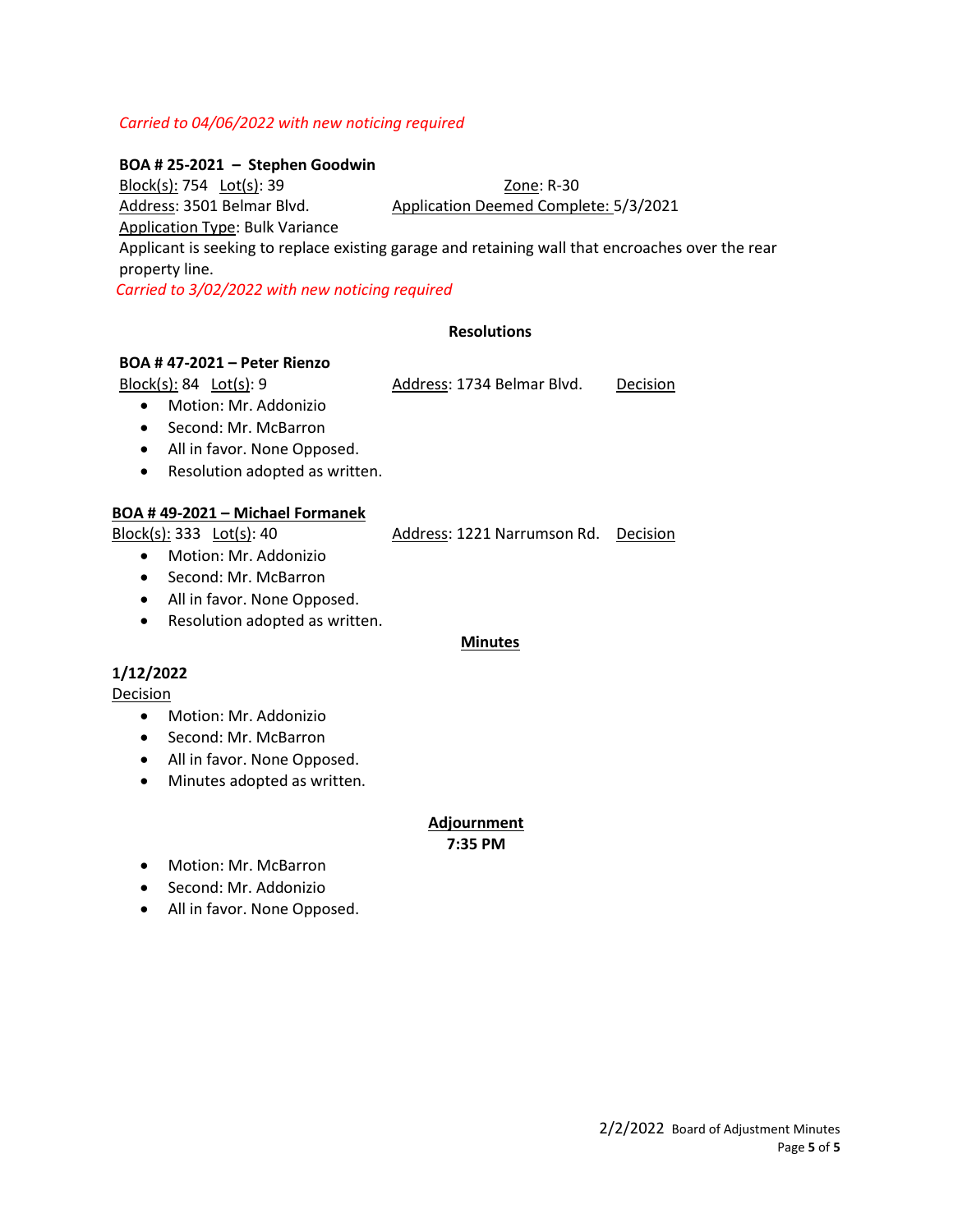*Carried to 04/06/2022 with new noticing required*

**BOA # 25-2021 – Stephen Goodwin**

Block(s): 754 Lot(s): 39 Zone: R-30

Address: 3501 Belmar Blvd. Application Deemed Complete: 5/3/2021

Application Type: Bulk Variance

Applicant is seeking to replace existing garage and retaining wall that encroaches over the rear property line.

*Carried to 3/02/2022 with new noticing required*

**Resolutions**

**BOA # 47-2021 – Peter Rienzo**

Block(s): 84 Lot(s): 9 Address: 1734 Belmar Blvd. Decision

- Motion: Mr. Addonizio
- Second: Mr. McBarron
- All in favor. None Opposed.
- Resolution adopted as written.

**BOA # 49-2021 – Michael Formanek**

Block(s): 333 Lot(s): 40 Address: 1221 Narrumson Rd. Decision

- Motion: Mr. Addonizio
- Second: Mr. McBarron
- All in favor. None Opposed.
- Resolution adopted as written.

**Minutes**

**1/12/2022**

Decision

- Motion: Mr. Addonizio
- Second: Mr. McBarron
- All in favor. None Opposed.
- Minutes adopted as written.

**Adjournment**

**7:35 PM**

- Motion: Mr. McBarron
- Second: Mr. Addonizio
- All in favor. None Opposed.